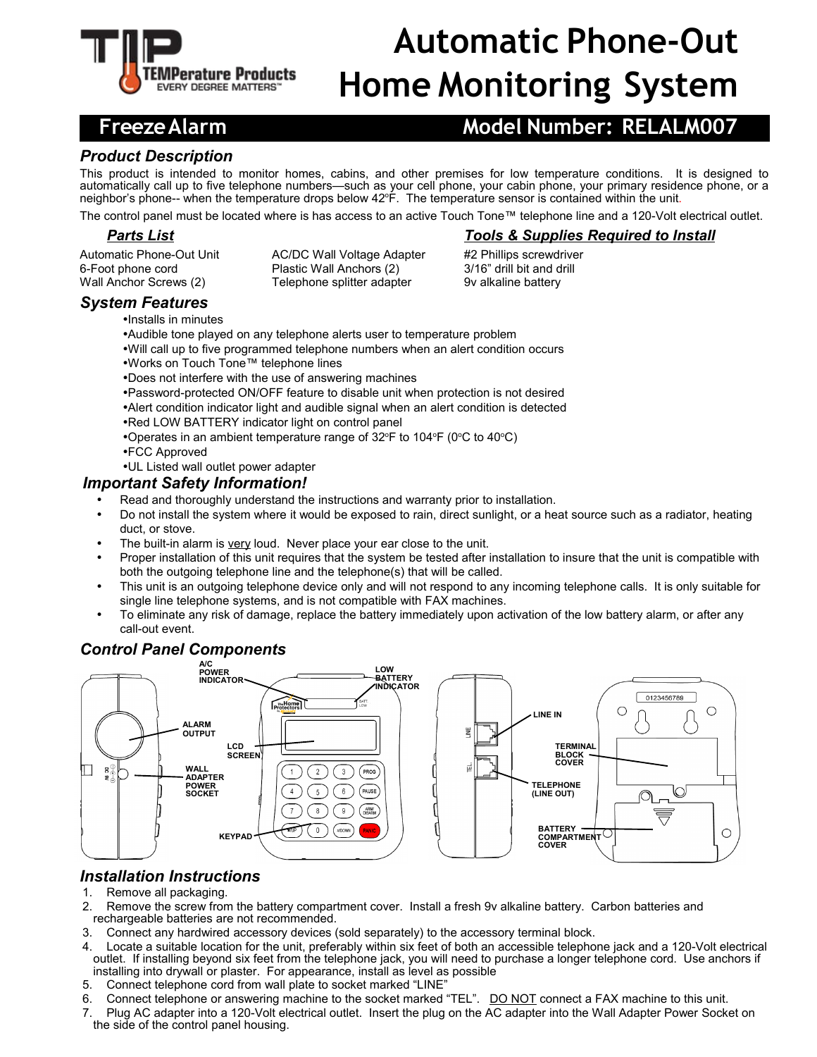# Automatic Phone-Out Home Monitoring System

## Freeze Alarm — Model Number: RELALM007

### *Product Description*

This product is intended to monitor homes, cabins, and other premises for low temperature conditions. It is designed to automatically call up to five telephone numbers—such as your cell phone, your cabin phone, your primary residence phone, or a neighbor's phone-- when the temperature drops below 42°F. The temperature sensor is contained within the unit.

The control panel must be located where is has access to an active Touch Tone™ telephone line and a 120-Volt electrical outlet.

### *Parts List*

Automatic Phone-Out Unit
6-Foot phone cord
Wall Anchor Screws (2)
AC/DC Wall Voltage Adapter
Plastic Wall Anchors (2)
Telephone splitter adapter

### *Tools & Supplies Required to Install*

#2 Phillips screwdriver
3/16" drill bit and drill
9v alkaline battery

### *System Features*

- Installs in minutes
- Audible tone played on any telephone alerts user to temperature problem
- Will call up to five programmed telephone numbers when an alert condition occurs
- Works on Touch Tone™ telephone lines
- Does not interfere with the use of answering machines
- Password-protected ON/OFF feature to disable unit when protection is not desired
- Alert condition indicator light and audible signal when an alert condition is detected
- Red LOW BATTERY indicator light on control panel
- Operates in an ambient temperature range of 32°F to 104°F (0°C to 40°C)
- FCC Approved
- UL Listed wall outlet power adapter

### *Important Safety Information!*

- Read and thoroughly understand the instructions and warranty prior to installation.
- Do not install the system where it would be exposed to rain, direct sunlight, or a heat source such as a radiator, heating duct, or stove.
- The built-in alarm is very loud. Never place your ear close to the unit.
- Proper installation of this unit requires that the system be tested after installation to insure that the unit is compatible with both the outgoing telephone line and the telephone(s) that will be called.
- This unit is an outgoing telephone device only and will not respond to any incoming telephone calls. It is only suitable for single line telephone systems, and is not compatible with FAX machines.
- To eliminate any risk of damage, replace the battery immediately upon activation of the low battery alarm, or after any call-out event.

### *Control Panel Components*

A/C POWER INDICATOR · LOW BATTERY INDICATOR · ALARM OUTPUT · LCD SCREEN · WALL ADAPTER POWER SOCKET · KEYPAD · LINE IN · TERMINAL BLOCK COVER · TELEPHONE (LINE OUT) · BATTERY COMPARTMENT COVER

### *Installation Instructions*

1. Remove all packaging.
2. Remove the screw from the battery compartment cover. Install a fresh 9v alkaline battery. Carbon batteries and rechargeable batteries are not recommended.
3. Connect any hardwired accessory devices (sold separately) to the accessory terminal block.
4. Locate a suitable location for the unit, preferably within six feet of both an accessible telephone jack and a 120-Volt electrical outlet. If installing beyond six feet from the telephone jack, you will need to purchase a longer telephone cord. Use anchors if installing into drywall or plaster. For appearance, install as level as possible
5. Connect telephone cord from wall plate to socket marked "LINE"
6. Connect telephone or answering machine to the socket marked "TEL". DO NOT connect a FAX machine to this unit.
7. Plug AC adapter into a 120-Volt electrical outlet. Insert the plug on the AC adapter into the Wall Adapter Power Socket on the side of the control panel housing.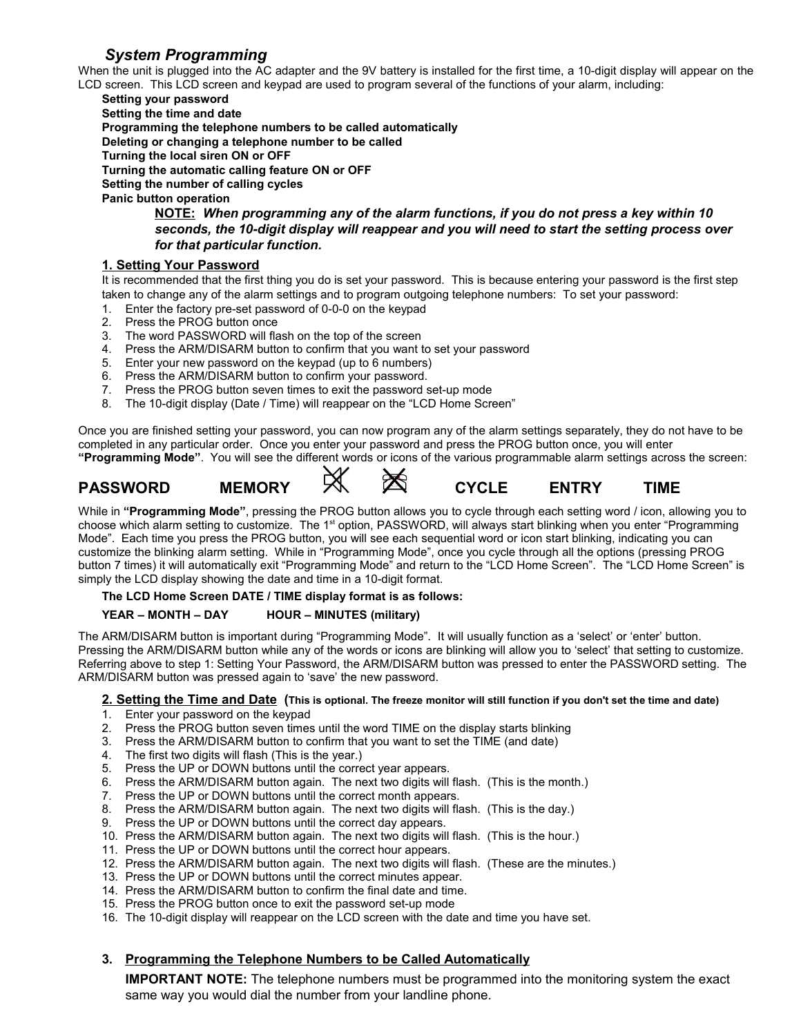## *System Programming*

When the unit is plugged into the AC adapter and the 9V battery is installed for the first time, a 10-digit display will appear on the LCD screen. This LCD screen and keypad are used to program several of the functions of your alarm, including:

**Setting your password**
**Setting the time and date**
**Programming the telephone numbers to be called automatically**
**Deleting or changing a telephone number to be called**
**Turning the local siren ON or OFF**
**Turning the automatic calling feature ON or OFF**
**Setting the number of calling cycles**
**Panic button operation**

> **NOTE:** ***When programming any of the alarm functions, if you do not press a key within 10 seconds, the 10-digit display will reappear and you will need to start the setting process over for that particular function.***

### 1. Setting Your Password

It is recommended that the first thing you do is set your password. This is because entering your password is the first step taken to change any of the alarm settings and to program outgoing telephone numbers: To set your password:

1. Enter the factory pre-set password of 0-0-0 on the keypad
2. Press the PROG button once
3. The word PASSWORD will flash on the top of the screen
4. Press the ARM/DISARM button to confirm that you want to set your password
5. Enter your new password on the keypad (up to 6 numbers)
6. Press the ARM/DISARM button to confirm your password.
7. Press the PROG button seven times to exit the password set-up mode
8. The 10-digit display (Date / Time) will reappear on the "LCD Home Screen"

Once you are finished setting your password, you can now program any of the alarm settings separately, they do not have to be completed in any particular order. Once you enter your password and press the PROG button once, you will enter **"Programming Mode"**. You will see the different words or icons of the various programmable alarm settings across the screen:

**PASSWORD MEMORY [icon] [icon] CYCLE ENTRY TIME**

While in **"Programming Mode"**, pressing the PROG button allows you to cycle through each setting word / icon, allowing you to choose which alarm setting to customize. The 1st option, PASSWORD, will always start blinking when you enter "Programming Mode". Each time you press the PROG button, you will see each sequential word or icon start blinking, indicating you can customize the blinking alarm setting. While in "Programming Mode", once you cycle through all the options (pressing PROG button 7 times) it will automatically exit "Programming Mode" and return to the "LCD Home Screen". The "LCD Home Screen" is simply the LCD display showing the date and time in a 10-digit format.

**The LCD Home Screen DATE / TIME display format is as follows:**

**YEAR – MONTH – DAY HOUR – MINUTES (military)**

The ARM/DISARM button is important during "Programming Mode". It will usually function as a 'select' or 'enter' button. Pressing the ARM/DISARM button while any of the words or icons are blinking will allow you to 'select' that setting to customize. Referring above to step 1: Setting Your Password, the ARM/DISARM button was pressed to enter the PASSWORD setting. The ARM/DISARM button was pressed again to 'save' the new password.

### 2. Setting the Time and Date (This is optional. The freeze monitor will still function if you don't set the time and date)

1. Enter your password on the keypad
2. Press the PROG button seven times until the word TIME on the display starts blinking
3. Press the ARM/DISARM button to confirm that you want to set the TIME (and date)
4. The first two digits will flash (This is the year.)
5. Press the UP or DOWN buttons until the correct year appears.
6. Press the ARM/DISARM button again. The next two digits will flash. (This is the month.)
7. Press the UP or DOWN buttons until the correct month appears.
8. Press the ARM/DISARM button again. The next two digits will flash. (This is the day.)
9. Press the UP or DOWN buttons until the correct day appears.
10. Press the ARM/DISARM button again. The next two digits will flash. (This is the hour.)
11. Press the UP or DOWN buttons until the correct hour appears.
12. Press the ARM/DISARM button again. The next two digits will flash. (These are the minutes.)
13. Press the UP or DOWN buttons until the correct minutes appear.
14. Press the ARM/DISARM button to confirm the final date and time.
15. Press the PROG button once to exit the password set-up mode
16. The 10-digit display will reappear on the LCD screen with the date and time you have set.

### 3. Programming the Telephone Numbers to be Called Automatically

**IMPORTANT NOTE:** The telephone numbers must be programmed into the monitoring system the exact same way you would dial the number from your landline phone.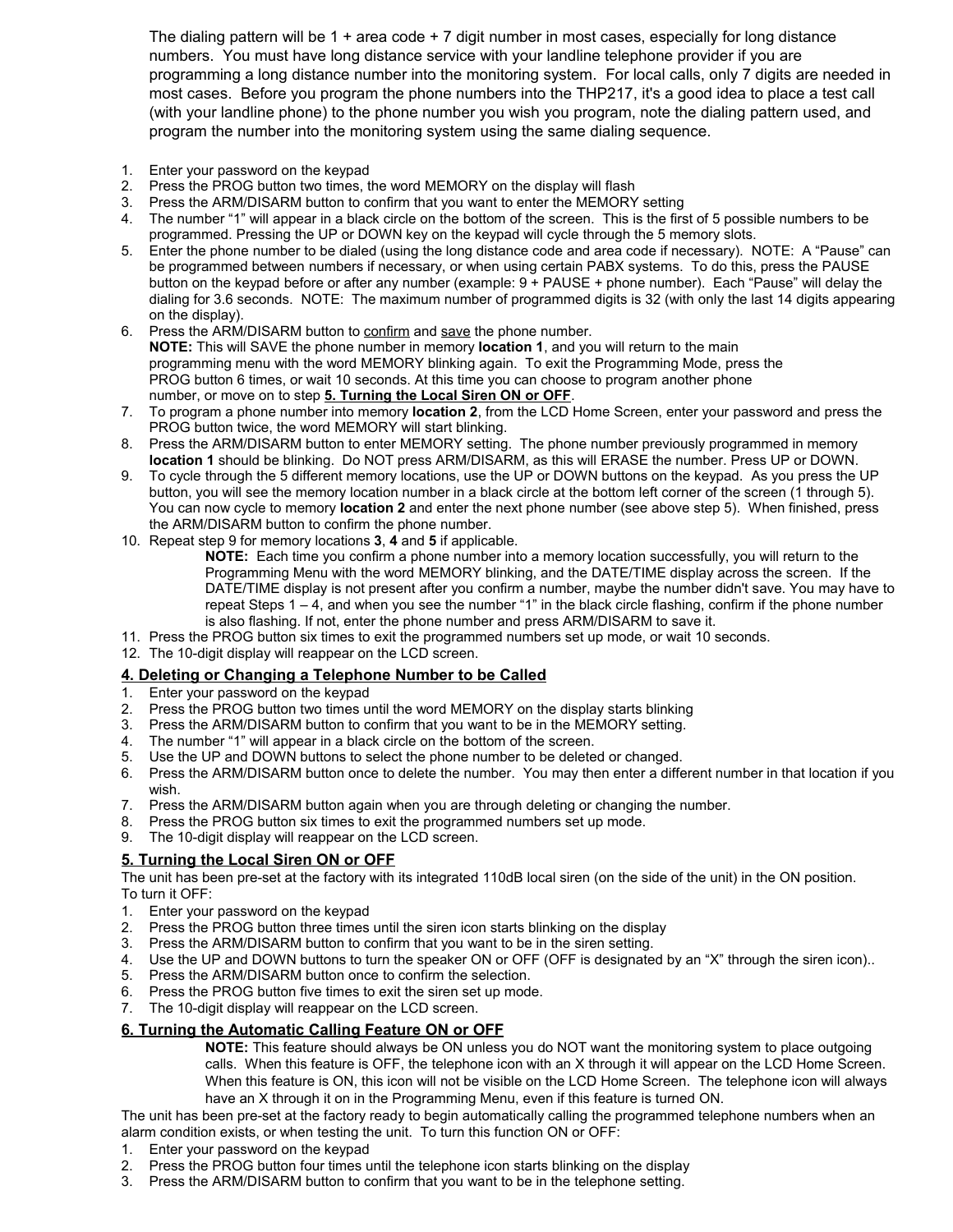The dialing pattern will be 1 + area code + 7 digit number in most cases, especially for long distance numbers. You must have long distance service with your landline telephone provider if you are programming a long distance number into the monitoring system. For local calls, only 7 digits are needed in most cases. Before you program the phone numbers into the THP217, it's a good idea to place a test call (with your landline phone) to the phone number you wish you program, note the dialing pattern used, and program the number into the monitoring system using the same dialing sequence.

1. Enter your password on the keypad
2. Press the PROG button two times, the word MEMORY on the display will flash
3. Press the ARM/DISARM button to confirm that you want to enter the MEMORY setting
4. The number "1" will appear in a black circle on the bottom of the screen. This is the first of 5 possible numbers to be programmed. Pressing the UP or DOWN key on the keypad will cycle through the 5 memory slots.
5. Enter the phone number to be dialed (using the long distance code and area code if necessary). NOTE: A "Pause" can be programmed between numbers if necessary, or when using certain PABX systems. To do this, press the PAUSE button on the keypad before or after any number (example: 9 + PAUSE + phone number). Each "Pause" will delay the dialing for 3.6 seconds. NOTE: The maximum number of programmed digits is 32 (with only the last 14 digits appearing on the display).
6. Press the ARM/DISARM button to <u>confirm</u> and <u>save</u> the phone number.
   **NOTE:** This will SAVE the phone number in memory **location 1**, and you will return to the main programming menu with the word MEMORY blinking again. To exit the Programming Mode, press the PROG button 6 times, or wait 10 seconds. At this time you can choose to program another phone number, or move on to step **<u>5. Turning the Local Siren ON or OFF</u>**.
7. To program a phone number into memory **location 2**, from the LCD Home Screen, enter your password and press the PROG button twice, the word MEMORY will start blinking.
8. Press the ARM/DISARM button to enter MEMORY setting. The phone number previously programmed in memory **location 1** should be blinking. Do NOT press ARM/DISARM, as this will ERASE the number. Press UP or DOWN.
9. To cycle through the 5 different memory locations, use the UP or DOWN buttons on the keypad. As you press the UP button, you will see the memory location number in a black circle at the bottom left corner of the screen (1 through 5). You can now cycle to memory **location 2** and enter the next phone number (see above step 5). When finished, press the ARM/DISARM button to confirm the phone number.
10. Repeat step 9 for memory locations **3**, **4** and **5** if applicable.
    **NOTE:** Each time you confirm a phone number into a memory location successfully, you will return to the Programming Menu with the word MEMORY blinking, and the DATE/TIME display across the screen. If the DATE/TIME display is not present after you confirm a number, maybe the number didn't save. You may have to repeat Steps 1 – 4, and when you see the number "1" in the black circle flashing, confirm if the phone number is also flashing. If not, enter the phone number and press ARM/DISARM to save it.
11. Press the PROG button six times to exit the programmed numbers set up mode, or wait 10 seconds.
12. The 10-digit display will reappear on the LCD screen.

## <u>4. Deleting or Changing a Telephone Number to be Called</u>

1. Enter your password on the keypad
2. Press the PROG button two times until the word MEMORY on the display starts blinking
3. Press the ARM/DISARM button to confirm that you want to be in the MEMORY setting.
4. The number "1" will appear in a black circle on the bottom of the screen.
5. Use the UP and DOWN buttons to select the phone number to be deleted or changed.
6. Press the ARM/DISARM button once to delete the number. You may then enter a different number in that location if you wish.
7. Press the ARM/DISARM button again when you are through deleting or changing the number.
8. Press the PROG button six times to exit the programmed numbers set up mode.
9. The 10-digit display will reappear on the LCD screen.

## <u>5. Turning the Local Siren ON or OFF</u>

The unit has been pre-set at the factory with its integrated 110dB local siren (on the side of the unit) in the ON position. To turn it OFF:

1. Enter your password on the keypad
2. Press the PROG button three times until the siren icon starts blinking on the display
3. Press the ARM/DISARM button to confirm that you want to be in the siren setting.
4. Use the UP and DOWN buttons to turn the speaker ON or OFF (OFF is designated by an "X" through the siren icon)..
5. Press the ARM/DISARM button once to confirm the selection.
6. Press the PROG button five times to exit the siren set up mode.
7. The 10-digit display will reappear on the LCD screen.

## <u>6. Turning the Automatic Calling Feature ON or OFF</u>

**NOTE:** This feature should always be ON unless you do NOT want the monitoring system to place outgoing calls. When this feature is OFF, the telephone icon with an X through it will appear on the LCD Home Screen. When this feature is ON, this icon will not be visible on the LCD Home Screen. The telephone icon will always have an X through it on in the Programming Menu, even if this feature is turned ON.

The unit has been pre-set at the factory ready to begin automatically calling the programmed telephone numbers when an alarm condition exists, or when testing the unit. To turn this function ON or OFF:

1. Enter your password on the keypad
2. Press the PROG button four times until the telephone icon starts blinking on the display
3. Press the ARM/DISARM button to confirm that you want to be in the telephone setting.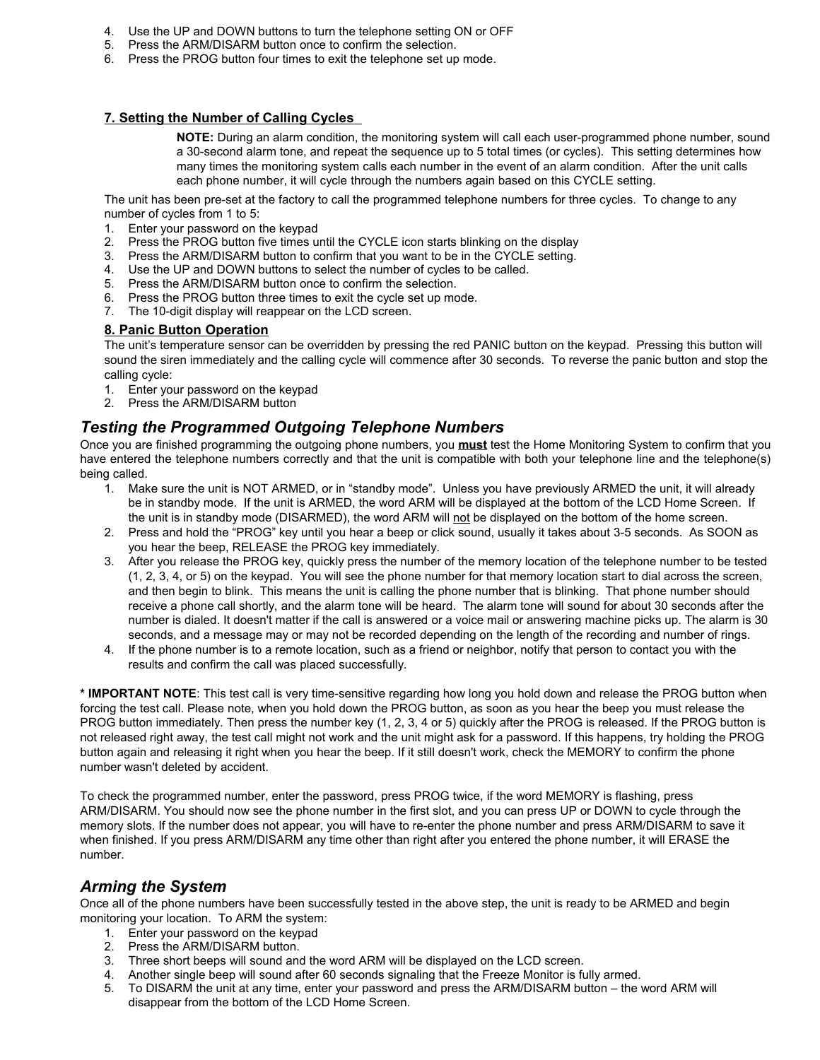4. Use the UP and DOWN buttons to turn the telephone setting ON or OFF
5. Press the ARM/DISARM button once to confirm the selection.
6. Press the PROG button four times to exit the telephone set up mode.

#### 7. Setting the Number of Calling Cycles

**NOTE:** During an alarm condition, the monitoring system will call each user-programmed phone number, sound a 30-second alarm tone, and repeat the sequence up to 5 total times (or cycles). This setting determines how many times the monitoring system calls each number in the event of an alarm condition. After the unit calls each phone number, it will cycle through the numbers again based on this CYCLE setting.

The unit has been pre-set at the factory to call the programmed telephone numbers for three cycles. To change to any number of cycles from 1 to 5:

1. Enter your password on the keypad
2. Press the PROG button five times until the CYCLE icon starts blinking on the display
3. Press the ARM/DISARM button to confirm that you want to be in the CYCLE setting.
4. Use the UP and DOWN buttons to select the number of cycles to be called.
5. Press the ARM/DISARM button once to confirm the selection.
6. Press the PROG button three times to exit the cycle set up mode.
7. The 10-digit display will reappear on the LCD screen.

#### 8. Panic Button Operation

The unit's temperature sensor can be overridden by pressing the red PANIC button on the keypad. Pressing this button will sound the siren immediately and the calling cycle will commence after 30 seconds. To reverse the panic button and stop the calling cycle:

1. Enter your password on the keypad
2. Press the ARM/DISARM button

## *Testing the Programmed Outgoing Telephone Numbers*

Once you are finished programming the outgoing phone numbers, you **must** test the Home Monitoring System to confirm that you have entered the telephone numbers correctly and that the unit is compatible with both your telephone line and the telephone(s) being called.

1. Make sure the unit is NOT ARMED, or in "standby mode". Unless you have previously ARMED the unit, it will already be in standby mode. If the unit is ARMED, the word ARM will be displayed at the bottom of the LCD Home Screen. If the unit is in standby mode (DISARMED), the word ARM will not be displayed on the bottom of the home screen.
2. Press and hold the "PROG" key until you hear a beep or click sound, usually it takes about 3-5 seconds. As SOON as you hear the beep, RELEASE the PROG key immediately.
3. After you release the PROG key, quickly press the number of the memory location of the telephone number to be tested (1, 2, 3, 4, or 5) on the keypad. You will see the phone number for that memory location start to dial across the screen, and then begin to blink. This means the unit is calling the phone number that is blinking. That phone number should receive a phone call shortly, and the alarm tone will be heard. The alarm tone will sound for about 30 seconds after the number is dialed. It doesn't matter if the call is answered or a voice mail or answering machine picks up. The alarm is 30 seconds, and a message may or may not be recorded depending on the length of the recording and number of rings.
4. If the phone number is to a remote location, such as a friend or neighbor, notify that person to contact you with the results and confirm the call was placed successfully.

**\* IMPORTANT NOTE**: This test call is very time-sensitive regarding how long you hold down and release the PROG button when forcing the test call. Please note, when you hold down the PROG button, as soon as you hear the beep you must release the PROG button immediately. Then press the number key (1, 2, 3, 4 or 5) quickly after the PROG is released. If the PROG button is not released right away, the test call might not work and the unit might ask for a password. If this happens, try holding the PROG button again and releasing it right when you hear the beep. If it still doesn't work, check the MEMORY to confirm the phone number wasn't deleted by accident.

To check the programmed number, enter the password, press PROG twice, if the word MEMORY is flashing, press ARM/DISARM. You should now see the phone number in the first slot, and you can press UP or DOWN to cycle through the memory slots. If the number does not appear, you will have to re-enter the phone number and press ARM/DISARM to save it when finished. If you press ARM/DISARM any time other than right after you entered the phone number, it will ERASE the number.

## *Arming the System*

Once all of the phone numbers have been successfully tested in the above step, the unit is ready to be ARMED and begin monitoring your location. To ARM the system:

1. Enter your password on the keypad
2. Press the ARM/DISARM button.
3. Three short beeps will sound and the word ARM will be displayed on the LCD screen.
4. Another single beep will sound after 60 seconds signaling that the Freeze Monitor is fully armed.
5. To DISARM the unit at any time, enter your password and press the ARM/DISARM button – the word ARM will disappear from the bottom of the LCD Home Screen.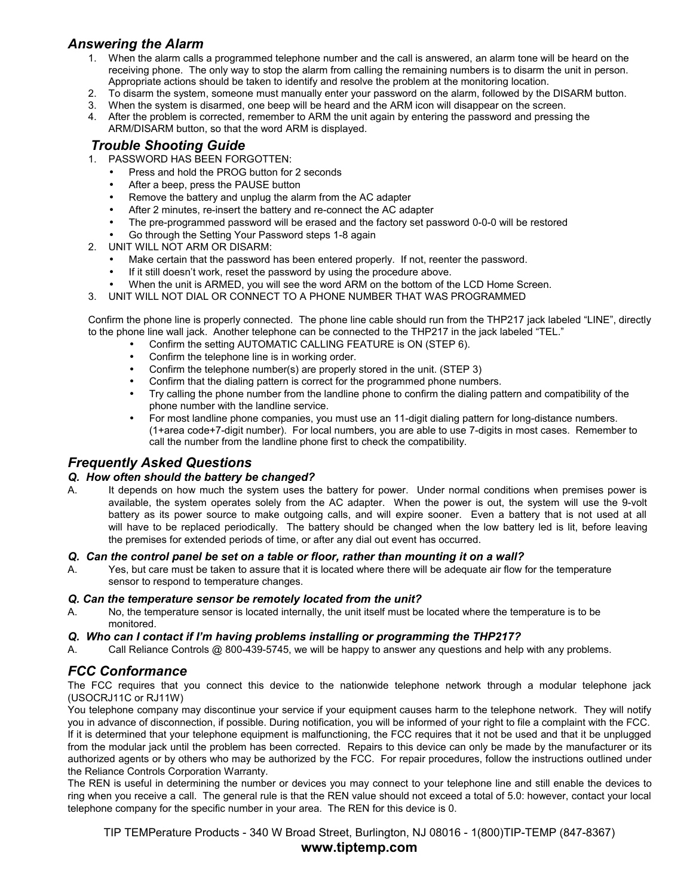## *Answering the Alarm*

1. When the alarm calls a programmed telephone number and the call is answered, an alarm tone will be heard on the receiving phone. The only way to stop the alarm from calling the remaining numbers is to disarm the unit in person. Appropriate actions should be taken to identify and resolve the problem at the monitoring location.
2. To disarm the system, someone must manually enter your password on the alarm, followed by the DISARM button.
3. When the system is disarmed, one beep will be heard and the ARM icon will disappear on the screen.
4. After the problem is corrected, remember to ARM the unit again by entering the password and pressing the ARM/DISARM button, so that the word ARM is displayed.

## *Trouble Shooting Guide*

1. PASSWORD HAS BEEN FORGOTTEN:
   - Press and hold the PROG button for 2 seconds
   - After a beep, press the PAUSE button
   - Remove the battery and unplug the alarm from the AC adapter
   - After 2 minutes, re-insert the battery and re-connect the AC adapter
   - The pre-programmed password will be erased and the factory set password 0-0-0 will be restored
   - Go through the Setting Your Password steps 1-8 again
2. UNIT WILL NOT ARM OR DISARM:
   - Make certain that the password has been entered properly. If not, reenter the password.
   - If it still doesn't work, reset the password by using the procedure above.
   - When the unit is ARMED, you will see the word ARM on the bottom of the LCD Home Screen.
3. UNIT WILL NOT DIAL OR CONNECT TO A PHONE NUMBER THAT WAS PROGRAMMED

   Confirm the phone line is properly connected. The phone line cable should run from the THP217 jack labeled "LINE", directly to the phone line wall jack. Another telephone can be connected to the THP217 in the jack labeled "TEL."
   - Confirm the setting AUTOMATIC CALLING FEATURE is ON (STEP 6).
   - Confirm the telephone line is in working order.
   - Confirm the telephone number(s) are properly stored in the unit. (STEP 3)
   - Confirm that the dialing pattern is correct for the programmed phone numbers.
   - Try calling the phone number from the landline phone to confirm the dialing pattern and compatibility of the phone number with the landline service.
   - For most landline phone companies, you must use an 11-digit dialing pattern for long-distance numbers. (1+area code+7-digit number). For local numbers, you are able to use 7-digits in most cases. Remember to call the number from the landline phone first to check the compatibility.

## *Frequently Asked Questions*

***Q. How often should the battery be changed?***

A. It depends on how much the system uses the battery for power. Under normal conditions when premises power is available, the system operates solely from the AC adapter. When the power is out, the system will use the 9-volt battery as its power source to make outgoing calls, and will expire sooner. Even a battery that is not used at all will have to be replaced periodically. The battery should be changed when the low battery led is lit, before leaving the premises for extended periods of time, or after any dial out event has occurred.

***Q. Can the control panel be set on a table or floor, rather than mounting it on a wall?***

A. Yes, but care must be taken to assure that it is located where there will be adequate air flow for the temperature sensor to respond to temperature changes.

***Q. Can the temperature sensor be remotely located from the unit?***

A. No, the temperature sensor is located internally, the unit itself must be located where the temperature is to be monitored.

***Q. Who can I contact if I'm having problems installing or programming the THP217?***

A. Call Reliance Controls @ 800-439-5745, we will be happy to answer any questions and help with any problems.

## *FCC Conformance*

The FCC requires that you connect this device to the nationwide telephone network through a modular telephone jack (USOCRJ11C or RJ11W)

You telephone company may discontinue your service if your equipment causes harm to the telephone network. They will notify you in advance of disconnection, if possible. During notification, you will be informed of your right to file a complaint with the FCC. If it is determined that your telephone equipment is malfunctioning, the FCC requires that it not be used and that it be unplugged from the modular jack until the problem has been corrected. Repairs to this device can only be made by the manufacturer or its authorized agents or by others who may be authorized by the FCC. For repair procedures, follow the instructions outlined under the Reliance Controls Corporation Warranty.

The REN is useful in determining the number or devices you may connect to your telephone line and still enable the devices to ring when you receive a call. The general rule is that the REN value should not exceed a total of 5.0: however, contact your local telephone company for the specific number in your area. The REN for this device is 0.

TIP TEMPerature Products - 340 W Broad Street, Burlington, NJ 08016 - 1(800)TIP-TEMP (847-8367)

**www.tiptemp.com**